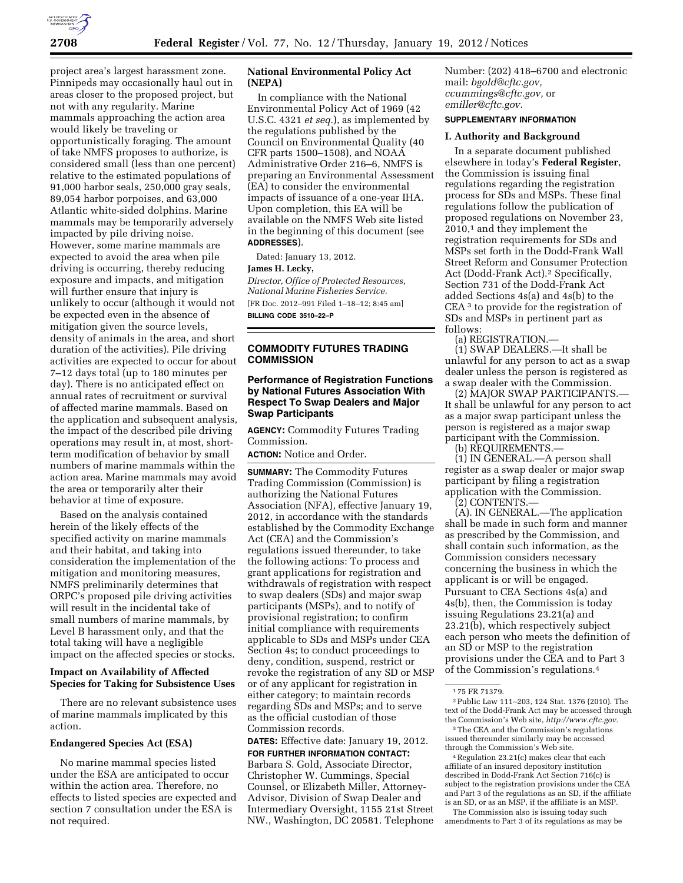project area's largest harassment zone. Pinnipeds may occasionally haul out in areas closer to the proposed project, but not with any regularity. Marine mammals approaching the action area would likely be traveling or opportunistically foraging. The amount of take NMFS proposes to authorize, is considered small (less than one percent) relative to the estimated populations of 91,000 harbor seals, 250,000 gray seals, 89,054 harbor porpoises, and 63,000 Atlantic white-sided dolphins. Marine mammals may be temporarily adversely impacted by pile driving noise. However, some marine mammals are expected to avoid the area when pile driving is occurring, thereby reducing exposure and impacts, and mitigation will further ensure that injury is unlikely to occur (although it would not be expected even in the absence of mitigation given the source levels, density of animals in the area, and short duration of the activities). Pile driving activities are expected to occur for about 7–12 days total (up to 180 minutes per day). There is no anticipated effect on annual rates of recruitment or survival of affected marine mammals. Based on the application and subsequent analysis, the impact of the described pile driving operations may result in, at most, short-term modification of behavior by small numbers of marine mammals within the action area. Marine mammals may avoid the area or temporarily alter their behavior at time of exposure.

Based on the analysis contained herein of the likely effects of the specified activity on marine mammals and their habitat, and taking into consideration the implementation of the mitigation and monitoring measures, NMFS preliminarily determines that ORPC's proposed pile driving activities will result in the incidental take of small numbers of marine mammals, by Level B harassment only, and that the total taking will have a negligible impact on the affected species or stocks.

### Impact on Availability of Affected Species for Taking for Subsistence Uses

There are no relevant subsistence uses of marine mammals implicated by this action.

### Endangered Species Act (ESA)

No marine mammal species listed under the ESA are anticipated to occur within the action area. Therefore, no effects to listed species are expected and section 7 consultation under the ESA is not required.

### National Environmental Policy Act (NEPA)

In compliance with the National Environmental Policy Act of 1969 (42 U.S.C. 4321 *et seq.*), as implemented by the regulations published by the Council on Environmental Quality (40 CFR parts 1500–1508), and NOAA Administrative Order 216–6, NMFS is preparing an Environmental Assessment (EA) to consider the environmental impacts of issuance of a one-year IHA. Upon completion, this EA will be available on the NMFS Web site listed in the beginning of this document (see **ADDRESSES**).

Dated: January 13, 2012.

**James H. Lecky,**

*Director, Office of Protected Resources, National Marine Fisheries Service.*

[FR Doc. 2012–991 Filed 1–18–12; 8:45 am]

**BILLING CODE 3510–22–P**

---

## COMMODITY FUTURES TRADING COMMISSION

### Performance of Registration Functions by National Futures Association With Respect To Swap Dealers and Major Swap Participants

**AGENCY:** Commodity Futures Trading Commission.

**ACTION:** Notice and Order.

**SUMMARY:** The Commodity Futures Trading Commission (Commission) is authorizing the National Futures Association (NFA), effective January 19, 2012, in accordance with the standards established by the Commodity Exchange Act (CEA) and the Commission's regulations issued thereunder, to take the following actions: To process and grant applications for registration and withdrawals of registration with respect to swap dealers (SDs) and major swap participants (MSPs), and to notify of provisional registration; to confirm initial compliance with requirements applicable to SDs and MSPs under CEA Section 4s; to conduct proceedings to deny, condition, suspend, restrict or revoke the registration of any SD or MSP or of any applicant for registration in either category; to maintain records regarding SDs and MSPs; and to serve as the official custodian of those Commission records.

**DATES:** Effective date: January 19, 2012.

**FOR FURTHER INFORMATION CONTACT:** Barbara S. Gold, Associate Director, Christopher W. Cummings, Special Counsel, or Elizabeth Miller, Attorney-Advisor, Division of Swap Dealer and Intermediary Oversight, 1155 21st Street NW., Washington, DC 20581. Telephone Number: (202) 418–6700 and electronic mail: *bgold@cftc.gov, ccummings@cftc.gov,* or *emiller@cftc.gov.*

**SUPPLEMENTARY INFORMATION**

### I. Authority and Background

In a separate document published elsewhere in today's **Federal Register**, the Commission is issuing final regulations regarding the registration process for SDs and MSPs. These final regulations follow the publication of proposed regulations on November 23, 2010,[1] and they implement the registration requirements for SDs and MSPs set forth in the Dodd-Frank Wall Street Reform and Consumer Protection Act (Dodd-Frank Act).[2] Specifically, Section 731 of the Dodd-Frank Act added Sections 4s(a) and 4s(b) to the CEA [3] to provide for the registration of SDs and MSPs in pertinent part as follows:

(a) REGISTRATION.—

(1) SWAP DEALERS.—It shall be unlawful for any person to act as a swap dealer unless the person is registered as a swap dealer with the Commission.

(2) MAJOR SWAP PARTICIPANTS.—It shall be unlawful for any person to act as a major swap participant unless the person is registered as a major swap participant with the Commission.

(b) REQUIREMENTS.—

(1) IN GENERAL.—A person shall register as a swap dealer or major swap participant by filing a registration application with the Commission.

(2) CONTENTS.—

(A). IN GENERAL.—The application shall be made in such form and manner as prescribed by the Commission, and shall contain such information, as the Commission considers necessary concerning the business in which the applicant is or will be engaged.

Pursuant to CEA Sections 4s(a) and 4s(b), then, the Commission is today issuing Regulations 23.21(a) and 23.21(b), which respectively subject each person who meets the definition of an SD or MSP to the registration provisions under the CEA and to Part 3 of the Commission's regulations.[4]

---

[1] 75 FR 71379.

[2] Public Law 111–203, 124 Stat. 1376 (2010). The text of the Dodd-Frank Act may be accessed through the Commission's Web site, *http://www.cftc.gov.*

[3] The CEA and the Commission's regulations issued thereunder similarly may be accessed through the Commission's Web site.

[4] Regulation 23.21(c) makes clear that each affiliate of an insured depository institution described in Dodd-Frank Act Section 716(c) is subject to the registration provisions under the CEA and Part 3 of the regulations as an SD, if the affiliate is an SD, or as an MSP, if the affiliate is an MSP.

The Commission also is issuing today such amendments to Part 3 of its regulations as may be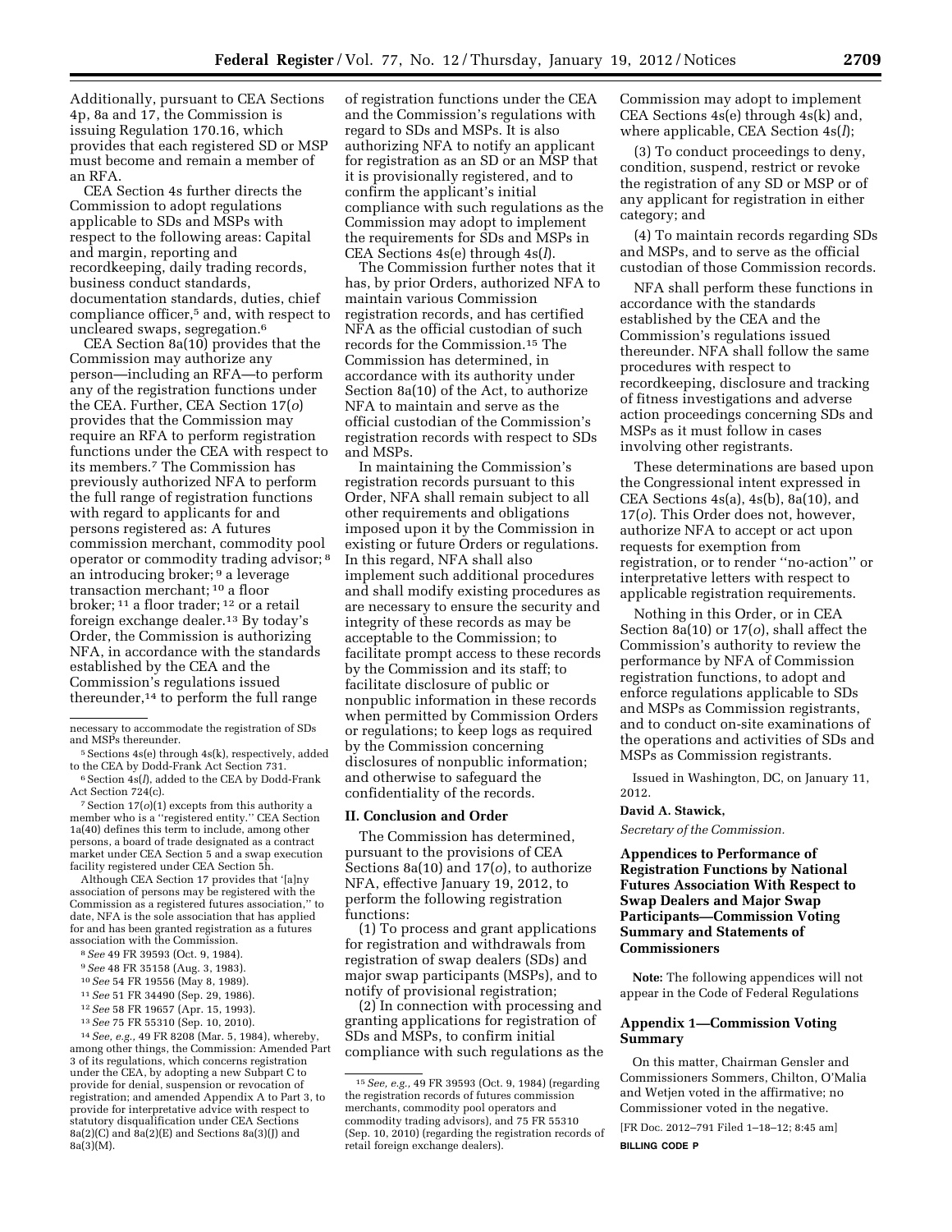Additionally, pursuant to CEA Sections 4p, 8a and 17, the Commission is issuing Regulation 170.16, which provides that each registered SD or MSP must become and remain a member of an RFA.

CEA Section 4s further directs the Commission to adopt regulations applicable to SDs and MSPs with respect to the following areas: Capital and margin, reporting and recordkeeping, daily trading records, business conduct standards, documentation standards, duties, chief compliance officer,[5] and, with respect to uncleared swaps, segregation.[6]

CEA Section 8a(10) provides that the Commission may authorize any person—including an RFA—to perform any of the registration functions under the CEA. Further, CEA Section 17(*o*) provides that the Commission may require an RFA to perform registration functions under the CEA with respect to its members.[7] The Commission has previously authorized NFA to perform the full range of registration functions with regard to applicants for and persons registered as: A futures commission merchant, commodity pool operator or commodity trading advisor;[8] an introducing broker;[9] a leverage transaction merchant;[10] a floor broker;[11] a floor trader;[12] or a retail foreign exchange dealer.[13] By today's Order, the Commission is authorizing NFA, in accordance with the standards established by the CEA and the Commission's regulations issued thereunder,[14] to perform the full range of registration functions under the CEA and the Commission's regulations with regard to SDs and MSPs. It is also authorizing NFA to notify an applicant for registration as an SD or an MSP that it is provisionally registered, and to confirm the applicant's initial compliance with such regulations as the Commission may adopt to implement the requirements for SDs and MSPs in CEA Sections 4s(e) through 4s(*l*).

The Commission further notes that it has, by prior Orders, authorized NFA to maintain various Commission registration records, and has certified NFA as the official custodian of such records for the Commission.[15] The Commission has determined, in accordance with its authority under Section 8a(10) of the Act, to authorize NFA to maintain and serve as the official custodian of the Commission's registration records with respect to SDs and MSPs.

In maintaining the Commission's registration records pursuant to this Order, NFA shall remain subject to all other requirements and obligations imposed upon it by the Commission in existing or future Orders or regulations. In this regard, NFA shall also implement such additional procedures and shall modify existing procedures as are necessary to ensure the security and integrity of these records as may be acceptable to the Commission; to facilitate prompt access to these records by the Commission and its staff; to facilitate disclosure of public or nonpublic information in these records when permitted by Commission Orders or regulations; to keep logs as required by the Commission concerning disclosures of nonpublic information; and otherwise to safeguard the confidentiality of the records.

## II. Conclusion and Order

The Commission has determined, pursuant to the provisions of CEA Sections 8a(10) and 17(*o*), to authorize NFA, effective January 19, 2012, to perform the following registration functions:

(1) To process and grant applications for registration and withdrawals from registration of swap dealers (SDs) and major swap participants (MSPs), and to notify of provisional registration;

(2) In connection with processing and granting applications for registration of SDs and MSPs, to confirm initial compliance with such regulations as the Commission may adopt to implement CEA Sections 4s(e) through 4s(k) and, where applicable, CEA Section 4s(*l*);

(3) To conduct proceedings to deny, condition, suspend, restrict or revoke the registration of any SD or MSP or of any applicant for registration in either category; and

(4) To maintain records regarding SDs and MSPs, and to serve as the official custodian of those Commission records.

NFA shall perform these functions in accordance with the standards established by the CEA and the Commission's regulations issued thereunder. NFA shall follow the same procedures with respect to recordkeeping, disclosure and tracking of fitness investigations and adverse action proceedings concerning SDs and MSPs as it must follow in cases involving other registrants.

These determinations are based upon the Congressional intent expressed in CEA Sections 4s(a), 4s(b), 8a(10), and 17(*o*). This Order does not, however, authorize NFA to accept or act upon requests for exemption from registration, or to render "no-action" or interpretative letters with respect to applicable registration requirements.

Nothing in this Order, or in CEA Section 8a(10) or 17(*o*), shall affect the Commission's authority to review the performance by NFA of Commission registration functions, to adopt and enforce regulations applicable to SDs and MSPs as Commission registrants, and to conduct on-site examinations of the operations and activities of SDs and MSPs as Commission registrants.

Issued in Washington, DC, on January 11, 2012.

**David A. Stawick,**

*Secretary of the Commission.*

### Appendices to Performance of Registration Functions by National Futures Association With Respect to Swap Dealers and Major Swap Participants—Commission Voting Summary and Statements of Commissioners

**Note:** The following appendices will not appear in the Code of Federal Regulations

### Appendix 1—Commission Voting Summary

On this matter, Chairman Gensler and Commissioners Sommers, Chilton, O'Malia and Wetjen voted in the affirmative; no Commissioner voted in the negative.

[FR Doc. 2012–791 Filed 1–18–12; 8:45 am]

**BILLING CODE P**

---

necessary to accommodate the registration of SDs and MSPs thereunder.

[5] Sections 4s(e) through 4s(k), respectively, added to the CEA by Dodd-Frank Act Section 731.

[6] Section 4s(*l*), added to the CEA by Dodd-Frank Act Section 724(c).

[7] Section 17(*o*)(1) excepts from this authority a member who is a "registered entity." CEA Section 1a(40) defines this term to include, among other persons, a board of trade designated as a contract market under CEA Section 5 and a swap execution facility registered under CEA Section 5h.

Although CEA Section 17 provides that '[a]ny association of persons may be registered with the Commission as a registered futures association," to date, NFA is the sole association that has applied for and has been granted registration as a futures association with the Commission.

[8] *See* 49 FR 39593 (Oct. 9, 1984).

[9] *See* 48 FR 35158 (Aug. 3, 1983).

[10] *See* 54 FR 19556 (May 8, 1989).

[11] *See* 51 FR 34490 (Sep. 29, 1986).

[12] *See* 58 FR 19657 (Apr. 15, 1993).

[13] *See* 75 FR 55310 (Sep. 10, 2010).

[14] *See, e.g.,* 49 FR 8208 (Mar. 5, 1984), whereby, among other things, the Commission: Amended Part 3 of its regulations, which concerns registration under the CEA, by adopting a new Subpart C to provide for denial, suspension or revocation of registration; and amended Appendix A to Part 3, to provide for interpretative advice with respect to statutory disqualification under CEA Sections 8a(2)(C) and 8a(2)(E) and Sections 8a(3)(J) and 8a(3)(M).

[15] *See, e.g.,* 49 FR 39593 (Oct. 9, 1984) (regarding the registration records of futures commission merchants, commodity pool operators and commodity trading advisors), and 75 FR 55310 (Sep. 10, 2010) (regarding the registration records of retail foreign exchange dealers).